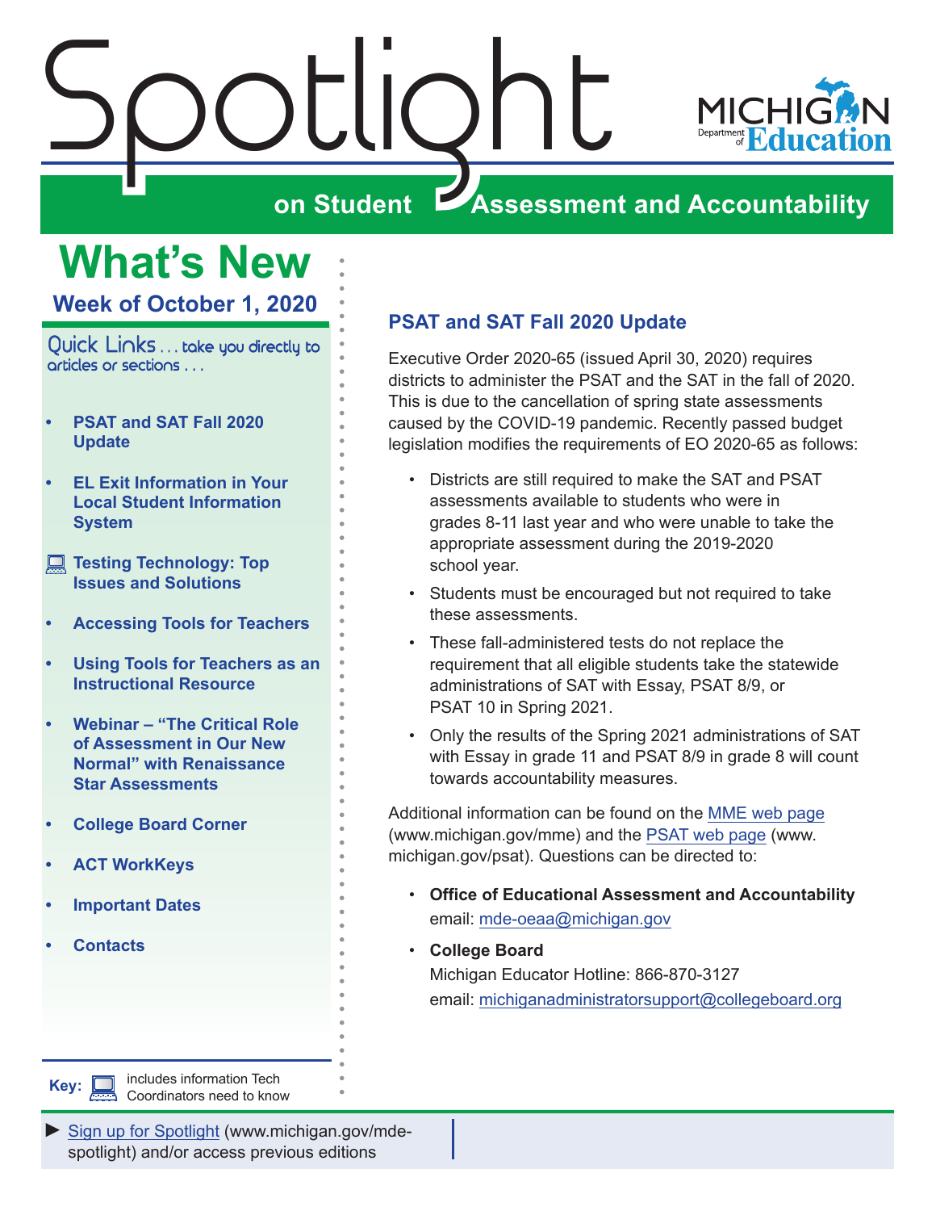# Spotlight on Student Assessment and Accountability

MICHIGAN Department of Education

## What's New

### Week of October 1, 2020

Quick Links . . . take you directly to articles or sections . . .

- PSAT and SAT Fall 2020 Update
- EL Exit Information in Your Local Student Information System
- Testing Technology: Top Issues and Solutions
- Accessing Tools for Teachers
- Using Tools for Teachers as an Instructional Resource
- Webinar – "The Critical Role of Assessment in Our New Normal" with Renaissance Star Assessments
- College Board Corner
- ACT WorkKeys
- Important Dates
- Contacts

Key: includes information Tech Coordinators need to know

► Sign up for Spotlight (www.michigan.gov/mde-spotlight) and/or access previous editions

## PSAT and SAT Fall 2020 Update

Executive Order 2020-65 (issued April 30, 2020) requires districts to administer the PSAT and the SAT in the fall of 2020. This is due to the cancellation of spring state assessments caused by the COVID-19 pandemic. Recently passed budget legislation modifies the requirements of EO 2020-65 as follows:

- Districts are still required to make the SAT and PSAT assessments available to students who were in grades 8-11 last year and who were unable to take the appropriate assessment during the 2019-2020 school year.
- Students must be encouraged but not required to take these assessments.
- These fall-administered tests do not replace the requirement that all eligible students take the statewide administrations of SAT with Essay, PSAT 8/9, or PSAT 10 in Spring 2021.
- Only the results of the Spring 2021 administrations of SAT with Essay in grade 11 and PSAT 8/9 in grade 8 will count towards accountability measures.

Additional information can be found on the MME web page (www.michigan.gov/mme) and the PSAT web page (www.michigan.gov/psat). Questions can be directed to:

- **Office of Educational Assessment and Accountability**
  email: mde-oeaa@michigan.gov
- **College Board**
  Michigan Educator Hotline: 866-870-3127
  email: michiganadministratorsupport@collegeboard.org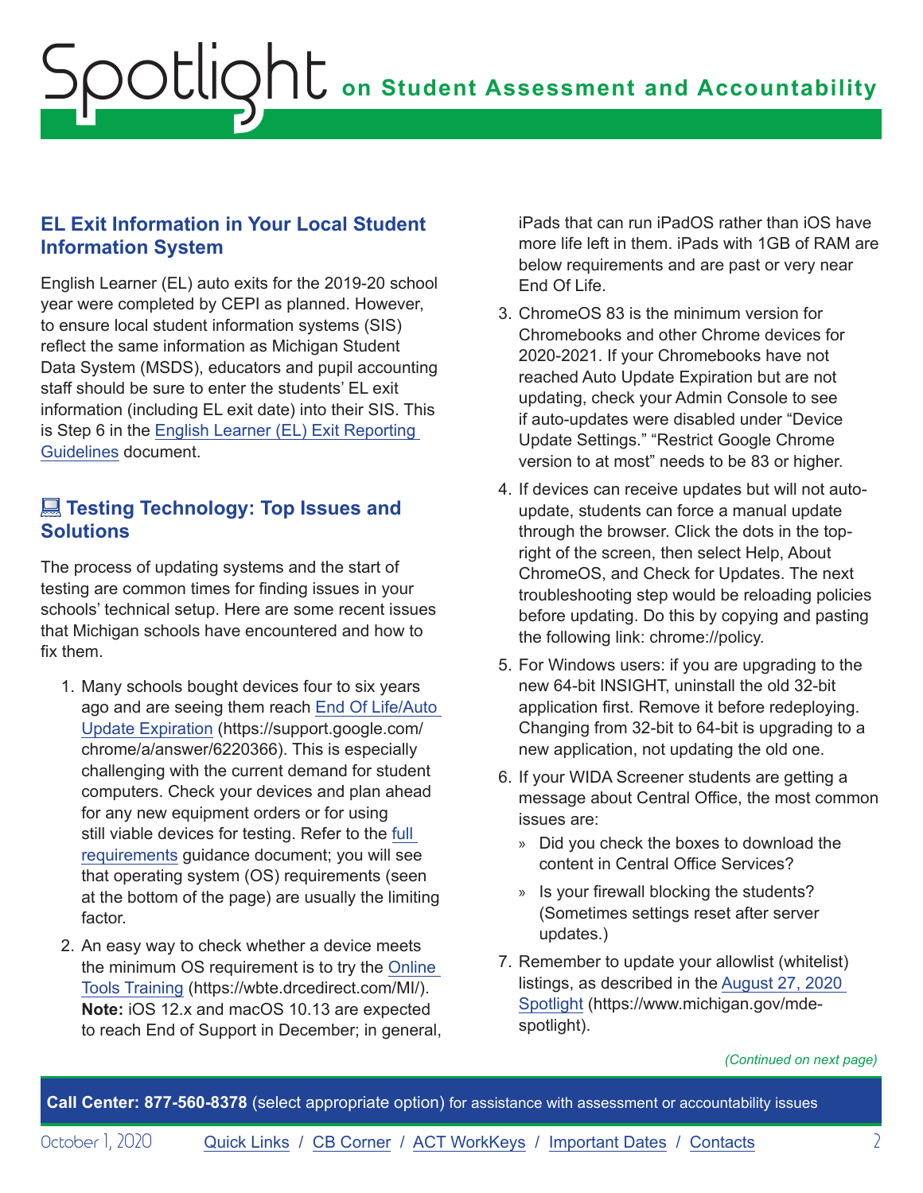## EL Exit Information in Your Local Student Information System

English Learner (EL) auto exits for the 2019-20 school year were completed by CEPI as planned. However, to ensure local student information systems (SIS) reflect the same information as Michigan Student Data System (MSDS), educators and pupil accounting staff should be sure to enter the students' EL exit information (including EL exit date) into their SIS. This is Step 6 in the [English Learner (EL) Exit Reporting Guidelines]() document.

## 💻 Testing Technology: Top Issues and Solutions

The process of updating systems and the start of testing are common times for finding issues in your schools' technical setup. Here are some recent issues that Michigan schools have encountered and how to fix them.

1. Many schools bought devices four to six years ago and are seeing them reach [End Of Life/Auto Update Expiration]() (https://support.google.com/chrome/a/answer/6220366). This is especially challenging with the current demand for student computers. Check your devices and plan ahead for any new equipment orders or for using still viable devices for testing. Refer to the [full requirements]() guidance document; you will see that operating system (OS) requirements (seen at the bottom of the page) are usually the limiting factor.
2. An easy way to check whether a device meets the minimum OS requirement is to try the [Online Tools Training]() (https://wbte.drcedirect.com/MI/). **Note:** iOS 12.x and macOS 10.13 are expected to reach End of Support in December; in general, iPads that can run iPadOS rather than iOS have more life left in them. iPads with 1GB of RAM are below requirements and are past or very near End Of Life.
3. ChromeOS 83 is the minimum version for Chromebooks and other Chrome devices for 2020-2021. If your Chromebooks have not reached Auto Update Expiration but are not updating, check your Admin Console to see if auto-updates were disabled under "Device Update Settings." "Restrict Google Chrome version to at most" needs to be 83 or higher.
4. If devices can receive updates but will not auto-update, students can force a manual update through the browser. Click the dots in the top-right of the screen, then select Help, About ChromeOS, and Check for Updates. The next troubleshooting step would be reloading policies before updating. Do this by copying and pasting the following link: chrome://policy.
5. For Windows users: if you are upgrading to the new 64-bit INSIGHT, uninstall the old 32-bit application first. Remove it before redeploying. Changing from 32-bit to 64-bit is upgrading to a new application, not updating the old one.
6. If your WIDA Screener students are getting a message about Central Office, the most common issues are:
   - Did you check the boxes to download the content in Central Office Services?
   - Is your firewall blocking the students? (Sometimes settings reset after server updates.)
7. Remember to update your allowlist (whitelist) listings, as described in the [August 27, 2020 Spotlight]() (https://www.michigan.gov/mde-spotlight).

*(Continued on next page)*

**Call Center: 877-560-8378** (select appropriate option) for assistance with assessment or accountability issues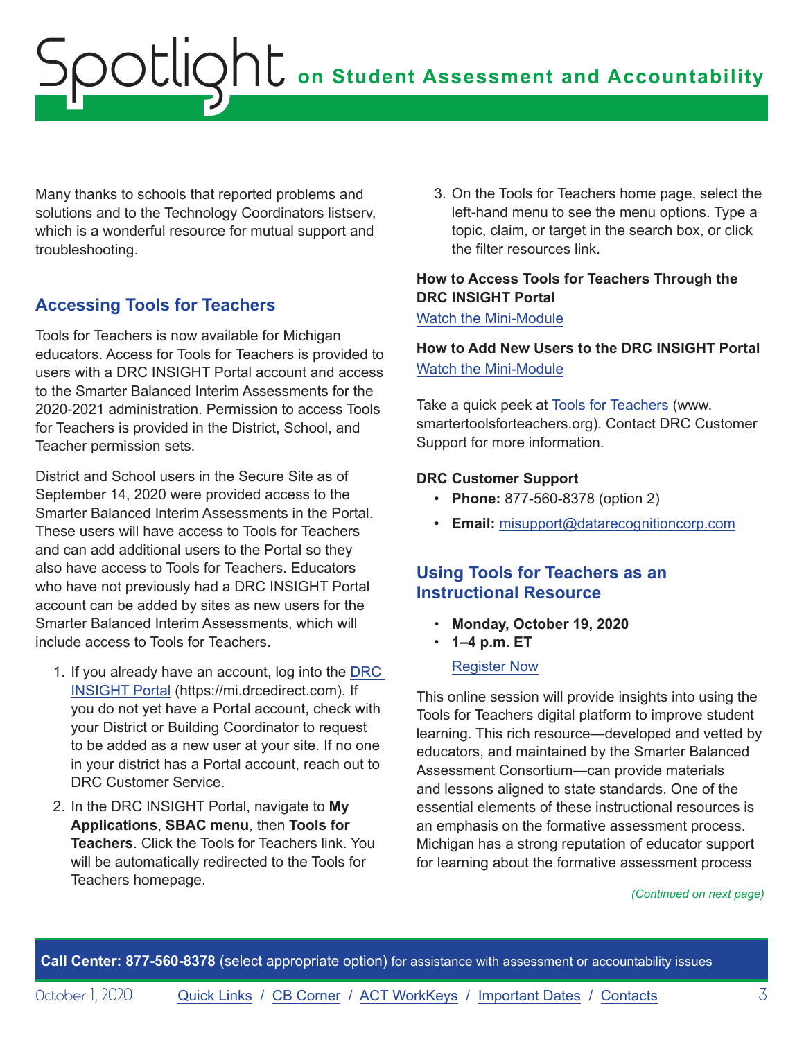Many thanks to schools that reported problems and solutions and to the Technology Coordinators listserv, which is a wonderful resource for mutual support and troubleshooting.

## Accessing Tools for Teachers

Tools for Teachers is now available for Michigan educators. Access for Tools for Teachers is provided to users with a DRC INSIGHT Portal account and access to the Smarter Balanced Interim Assessments for the 2020-2021 administration. Permission to access Tools for Teachers is provided in the District, School, and Teacher permission sets.

District and School users in the Secure Site as of September 14, 2020 were provided access to the Smarter Balanced Interim Assessments in the Portal. These users will have access to Tools for Teachers and can add additional users to the Portal so they also have access to Tools for Teachers. Educators who have not previously had a DRC INSIGHT Portal account can be added by sites as new users for the Smarter Balanced Interim Assessments, which will include access to Tools for Teachers.

1. If you already have an account, log into the DRC INSIGHT Portal (https://mi.drcedirect.com). If you do not yet have a Portal account, check with your District or Building Coordinator to request to be added as a new user at your site. If no one in your district has a Portal account, reach out to DRC Customer Service.
2. In the DRC INSIGHT Portal, navigate to **My Applications**, **SBAC menu**, then **Tools for Teachers**. Click the Tools for Teachers link. You will be automatically redirected to the Tools for Teachers homepage.
3. On the Tools for Teachers home page, select the left-hand menu to see the menu options. Type a topic, claim, or target in the search box, or click the filter resources link.

**How to Access Tools for Teachers Through the DRC INSIGHT Portal**

Watch the Mini-Module

**How to Add New Users to the DRC INSIGHT Portal**

Watch the Mini-Module

Take a quick peek at Tools for Teachers (www.smartertoolsforteachers.org). Contact DRC Customer Support for more information.

**DRC Customer Support**

- **Phone:** 877-560-8378 (option 2)
- **Email:** misupport@datarecognitioncorp.com

## Using Tools for Teachers as an Instructional Resource

- **Monday, October 19, 2020**
- **1–4 p.m. ET**

  Register Now

This online session will provide insights into using the Tools for Teachers digital platform to improve student learning. This rich resource—developed and vetted by educators, and maintained by the Smarter Balanced Assessment Consortium—can provide materials and lessons aligned to state standards. One of the essential elements of these instructional resources is an emphasis on the formative assessment process. Michigan has a strong reputation of educator support for learning about the formative assessment process

*(Continued on next page)*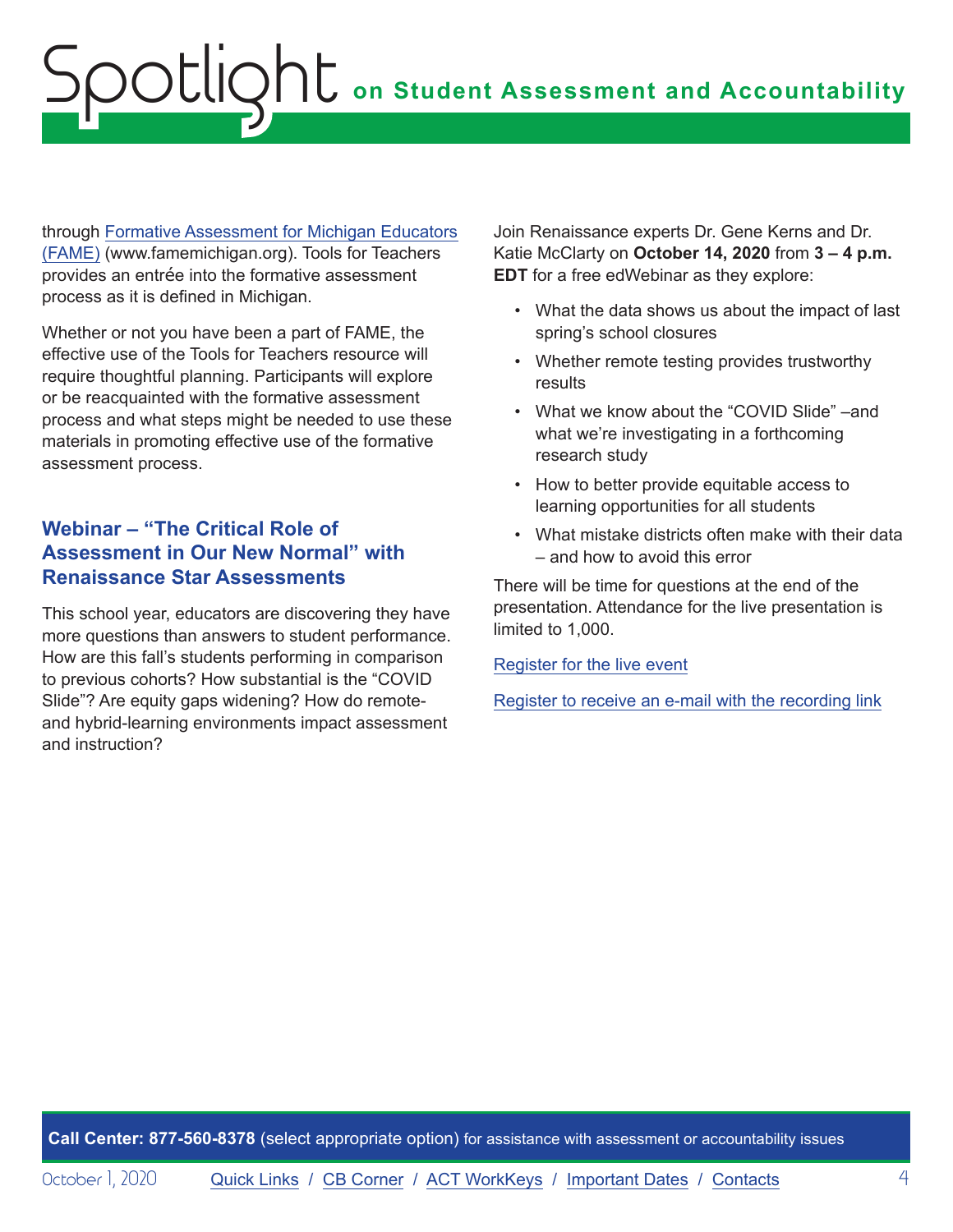through Formative Assessment for Michigan Educators (FAME) (www.famemichigan.org). Tools for Teachers provides an entrée into the formative assessment process as it is defined in Michigan.

Whether or not you have been a part of FAME, the effective use of the Tools for Teachers resource will require thoughtful planning. Participants will explore or be reacquainted with the formative assessment process and what steps might be needed to use these materials in promoting effective use of the formative assessment process.

## Webinar – "The Critical Role of Assessment in Our New Normal" with Renaissance Star Assessments

This school year, educators are discovering they have more questions than answers to student performance. How are this fall's students performing in comparison to previous cohorts? How substantial is the "COVID Slide"? Are equity gaps widening? How do remote- and hybrid-learning environments impact assessment and instruction?

Join Renaissance experts Dr. Gene Kerns and Dr. Katie McClarty on **October 14, 2020** from **3 – 4 p.m. EDT** for a free edWebinar as they explore:

- What the data shows us about the impact of last spring's school closures
- Whether remote testing provides trustworthy results
- What we know about the "COVID Slide" –and what we're investigating in a forthcoming research study
- How to better provide equitable access to learning opportunities for all students
- What mistake districts often make with their data – and how to avoid this error

There will be time for questions at the end of the presentation. Attendance for the live presentation is limited to 1,000.

Register for the live event

Register to receive an e-mail with the recording link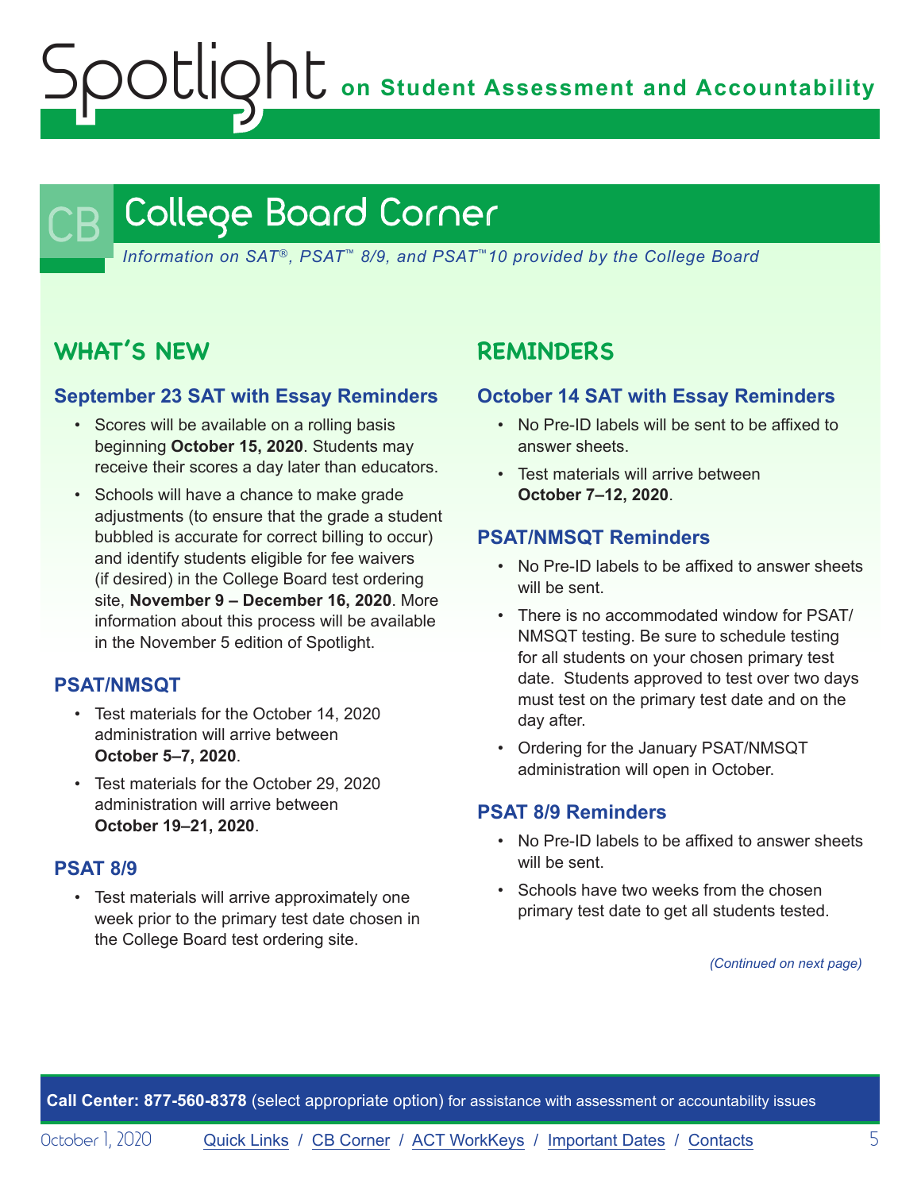# College Board Corner

*Information on SAT®, PSAT™ 8/9, and PSAT™10 provided by the College Board*

## WHAT'S NEW

### September 23 SAT with Essay Reminders

- Scores will be available on a rolling basis beginning **October 15, 2020**. Students may receive their scores a day later than educators.
- Schools will have a chance to make grade adjustments (to ensure that the grade a student bubbled is accurate for correct billing to occur) and identify students eligible for fee waivers (if desired) in the College Board test ordering site, **November 9 – December 16, 2020**. More information about this process will be available in the November 5 edition of Spotlight.

### PSAT/NMSQT

- Test materials for the October 14, 2020 administration will arrive between **October 5–7, 2020**.
- Test materials for the October 29, 2020 administration will arrive between **October 19–21, 2020**.

### PSAT 8/9

- Test materials will arrive approximately one week prior to the primary test date chosen in the College Board test ordering site.

## REMINDERS

### October 14 SAT with Essay Reminders

- No Pre-ID labels will be sent to be affixed to answer sheets.
- Test materials will arrive between **October 7–12, 2020**.

### PSAT/NMSQT Reminders

- No Pre-ID labels to be affixed to answer sheets will be sent.
- There is no accommodated window for PSAT/NMSQT testing. Be sure to schedule testing for all students on your chosen primary test date. Students approved to test over two days must test on the primary test date and on the day after.
- Ordering for the January PSAT/NMSQT administration will open in October.

### PSAT 8/9 Reminders

- No Pre-ID labels to be affixed to answer sheets will be sent.
- Schools have two weeks from the chosen primary test date to get all students tested.

*(Continued on next page)*

**Call Center: 877-560-8378** (select appropriate option) for assistance with assessment or accountability issues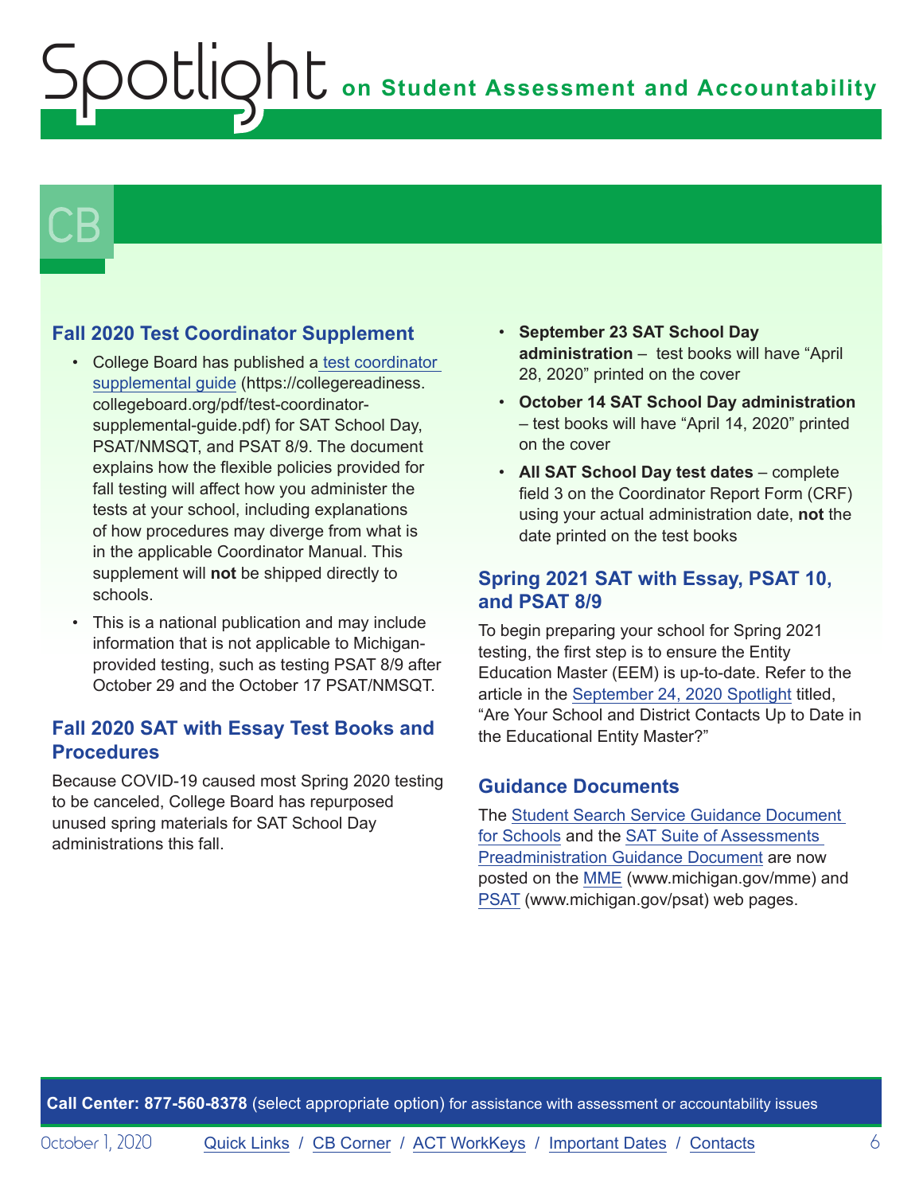# CB

## Fall 2020 Test Coordinator Supplement

- College Board has published a test coordinator supplemental guide (https://collegereadiness.collegeboard.org/pdf/test-coordinator-supplemental-guide.pdf) for SAT School Day, PSAT/NMSQT, and PSAT 8/9. The document explains how the flexible policies provided for fall testing will affect how you administer the tests at your school, including explanations of how procedures may diverge from what is in the applicable Coordinator Manual. This supplement will **not** be shipped directly to schools.
- This is a national publication and may include information that is not applicable to Michigan-provided testing, such as testing PSAT 8/9 after October 29 and the October 17 PSAT/NMSQT.

## Fall 2020 SAT with Essay Test Books and Procedures

Because COVID-19 caused most Spring 2020 testing to be canceled, College Board has repurposed unused spring materials for SAT School Day administrations this fall.

- **September 23 SAT School Day administration** – test books will have “April 28, 2020” printed on the cover
- **October 14 SAT School Day administration** – test books will have “April 14, 2020” printed on the cover
- **All SAT School Day test dates** – complete field 3 on the Coordinator Report Form (CRF) using your actual administration date, **not** the date printed on the test books

## Spring 2021 SAT with Essay, PSAT 10, and PSAT 8/9

To begin preparing your school for Spring 2021 testing, the first step is to ensure the Entity Education Master (EEM) is up-to-date. Refer to the article in the September 24, 2020 Spotlight titled, “Are Your School and District Contacts Up to Date in the Educational Entity Master?”

## Guidance Documents

The Student Search Service Guidance Document for Schools and the SAT Suite of Assessments Preadministration Guidance Document are now posted on the MME (www.michigan.gov/mme) and PSAT (www.michigan.gov/psat) web pages.

**Call Center: 877-560-8378** (select appropriate option) for assistance with assessment or accountability issues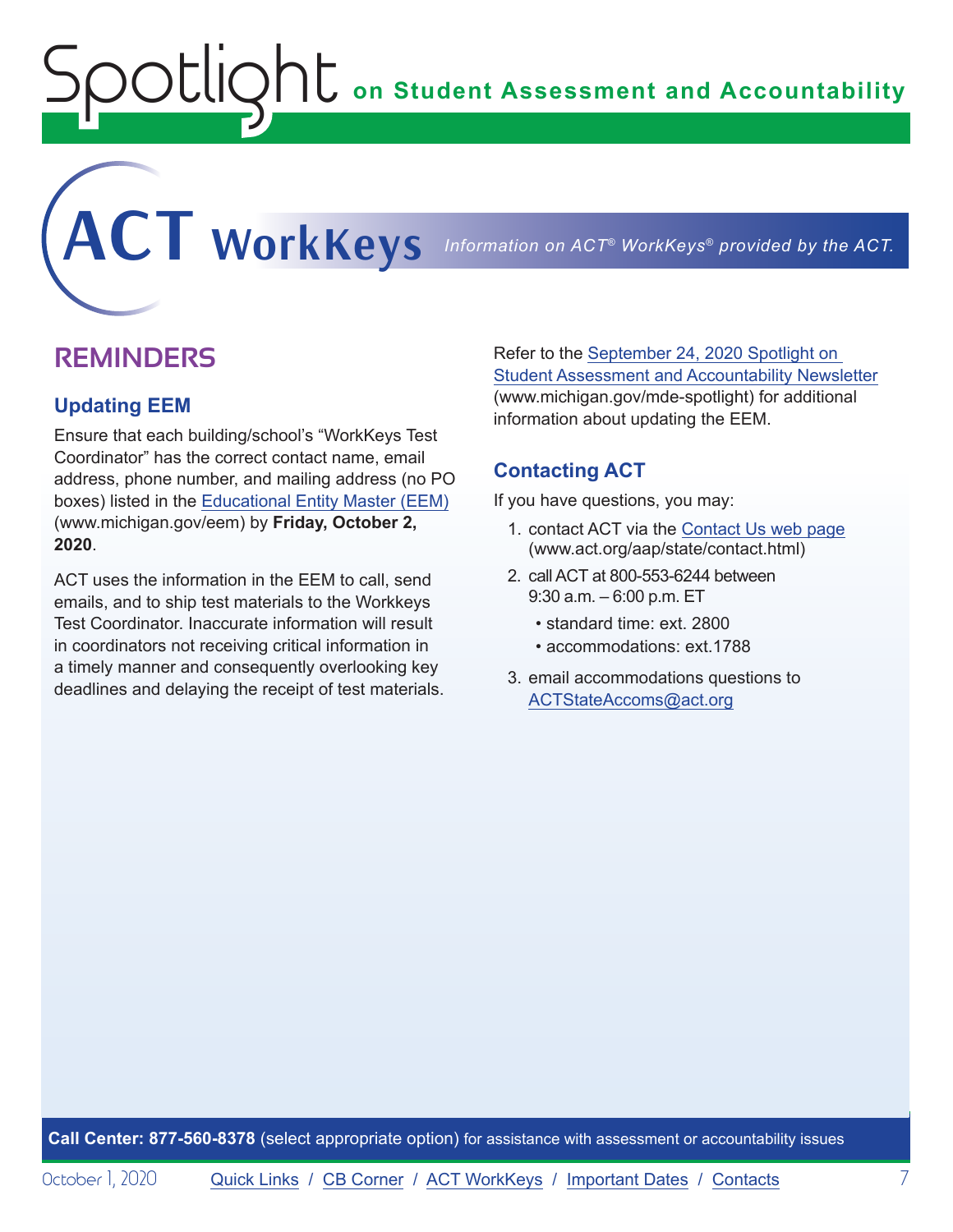# ACT WorkKeys

*Information on ACT® WorkKeys® provided by the ACT.*

## REMINDERS

### Updating EEM

Ensure that each building/school's "WorkKeys Test Coordinator" has the correct contact name, email address, phone number, and mailing address (no PO boxes) listed in the [Educational Entity Master (EEM)](www.michigan.gov/eem) (www.michigan.gov/eem) by **Friday, October 2, 2020**.

ACT uses the information in the EEM to call, send emails, and to ship test materials to the Workkeys Test Coordinator. Inaccurate information will result in coordinators not receiving critical information in a timely manner and consequently overlooking key deadlines and delaying the receipt of test materials.

Refer to the [September 24, 2020 Spotlight on Student Assessment and Accountability Newsletter](www.michigan.gov/mde-spotlight) (www.michigan.gov/mde-spotlight) for additional information about updating the EEM.

### Contacting ACT

If you have questions, you may:

1. contact ACT via the [Contact Us web page](www.act.org/aap/state/contact.html) (www.act.org/aap/state/contact.html)
2. call ACT at 800-553-6244 between 9:30 a.m. – 6:00 p.m. ET
   - standard time: ext. 2800
   - accommodations: ext.1788
3. email accommodations questions to [ACTStateAccoms@act.org](mailto:ACTStateAccoms@act.org)

**Call Center: 877-560-8378** (select appropriate option) for assistance with assessment or accountability issues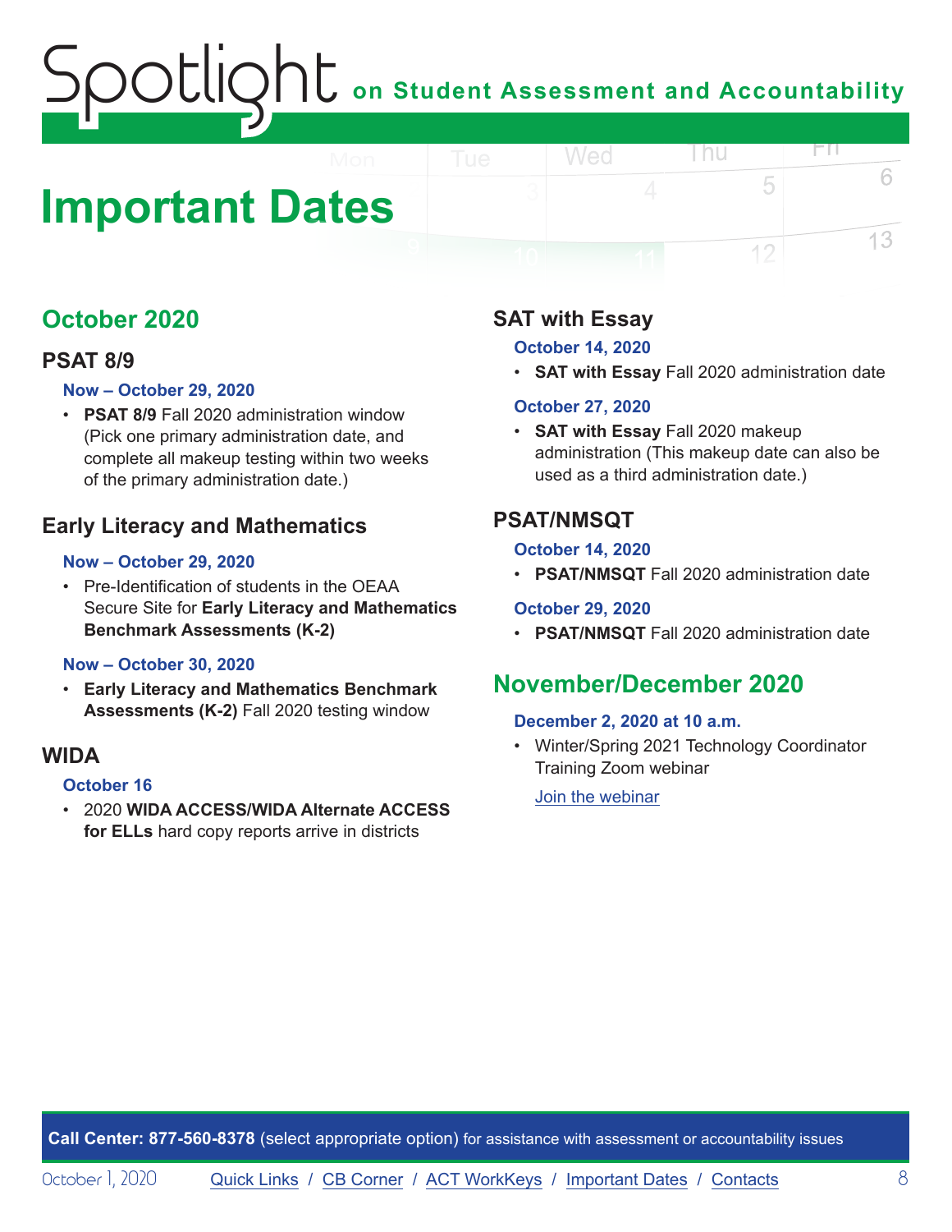# Important Dates

## October 2020

### PSAT 8/9

**Now – October 29, 2020**

- **PSAT 8/9** Fall 2020 administration window (Pick one primary administration date, and complete all makeup testing within two weeks of the primary administration date.)

### Early Literacy and Mathematics

**Now – October 29, 2020**

- Pre-Identification of students in the OEAA Secure Site for **Early Literacy and Mathematics Benchmark Assessments (K-2)**

**Now – October 30, 2020**

- **Early Literacy and Mathematics Benchmark Assessments (K-2)** Fall 2020 testing window

### WIDA

**October 16**

- 2020 **WIDA ACCESS/WIDA Alternate ACCESS for ELLs** hard copy reports arrive in districts

### SAT with Essay

**October 14, 2020**

- **SAT with Essay** Fall 2020 administration date

**October 27, 2020**

- **SAT with Essay** Fall 2020 makeup administration (This makeup date can also be used as a third administration date.)

### PSAT/NMSQT

**October 14, 2020**

- **PSAT/NMSQT** Fall 2020 administration date

**October 29, 2020**

- **PSAT/NMSQT** Fall 2020 administration date

## November/December 2020

**December 2, 2020 at 10 a.m.**

- Winter/Spring 2021 Technology Coordinator Training Zoom webinar

  [Join the webinar]

**Call Center: 877-560-8378** (select appropriate option) for assistance with assessment or accountability issues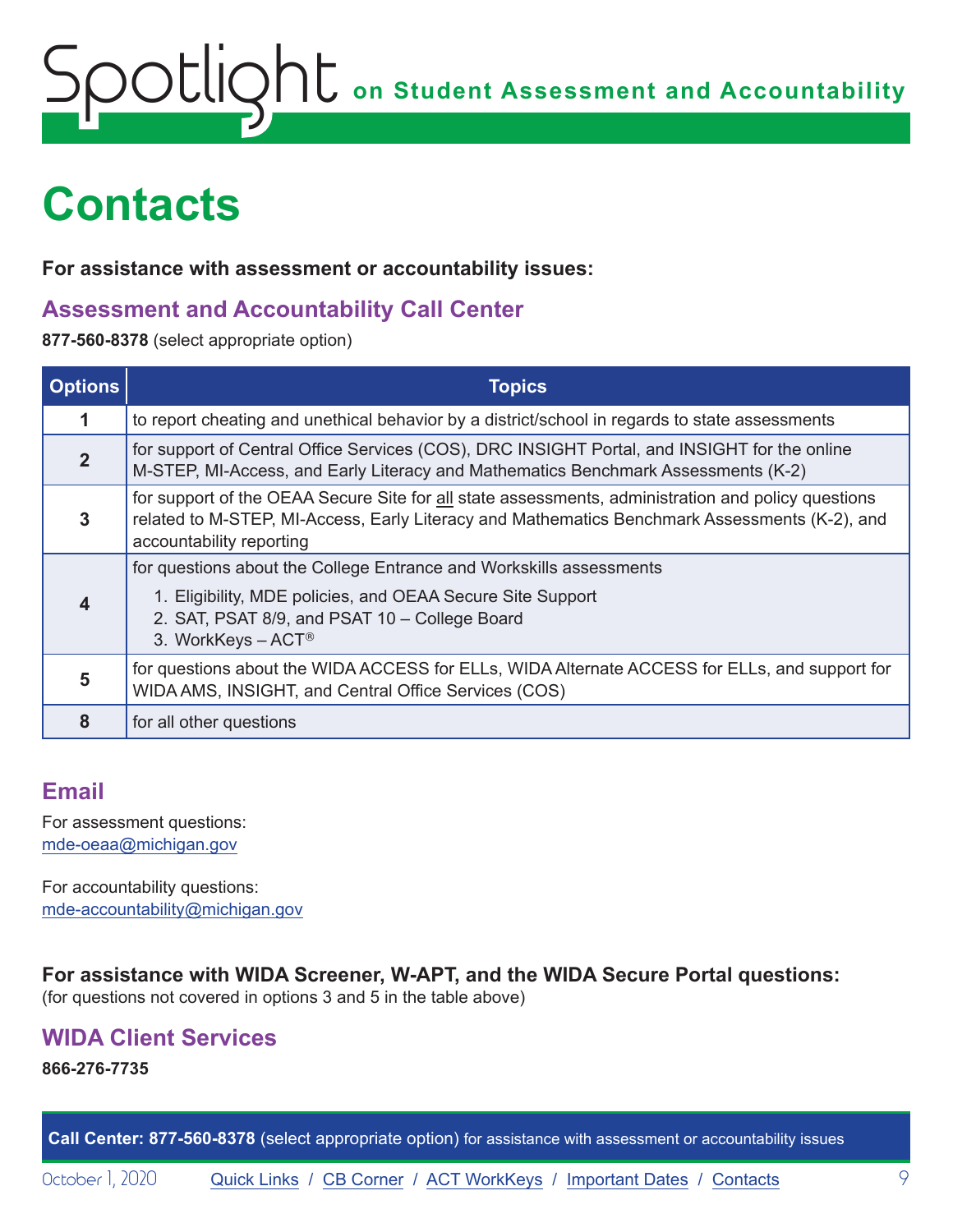# Contacts

**For assistance with assessment or accountability issues:**

## Assessment and Accountability Call Center

**877-560-8378** (select appropriate option)

| Options | Topics |
|---|---|
| **1** | to report cheating and unethical behavior by a district/school in regards to state assessments |
| **2** | for support of Central Office Services (COS), DRC INSIGHT Portal, and INSIGHT for the online M-STEP, MI-Access, and Early Literacy and Mathematics Benchmark Assessments (K-2) |
| **3** | for support of the OEAA Secure Site for all state assessments, administration and policy questions related to M-STEP, MI-Access, Early Literacy and Mathematics Benchmark Assessments (K-2), and accountability reporting |
| **4** | for questions about the College Entrance and Workskills assessments<br>1. Eligibility, MDE policies, and OEAA Secure Site Support<br>2. SAT, PSAT 8/9, and PSAT 10 – College Board<br>3. WorkKeys – ACT® |
| **5** | for questions about the WIDA ACCESS for ELLs, WIDA Alternate ACCESS for ELLs, and support for WIDA AMS, INSIGHT, and Central Office Services (COS) |
| **8** | for all other questions |

## Email

For assessment questions:
mde-oeaa@michigan.gov

For accountability questions:
mde-accountability@michigan.gov

**For assistance with WIDA Screener, W-APT, and the WIDA Secure Portal questions:**
(for questions not covered in options 3 and 5 in the table above)

## WIDA Client Services

**866-276-7735**

**Call Center: 877-560-8378** (select appropriate option) for assistance with assessment or accountability issues